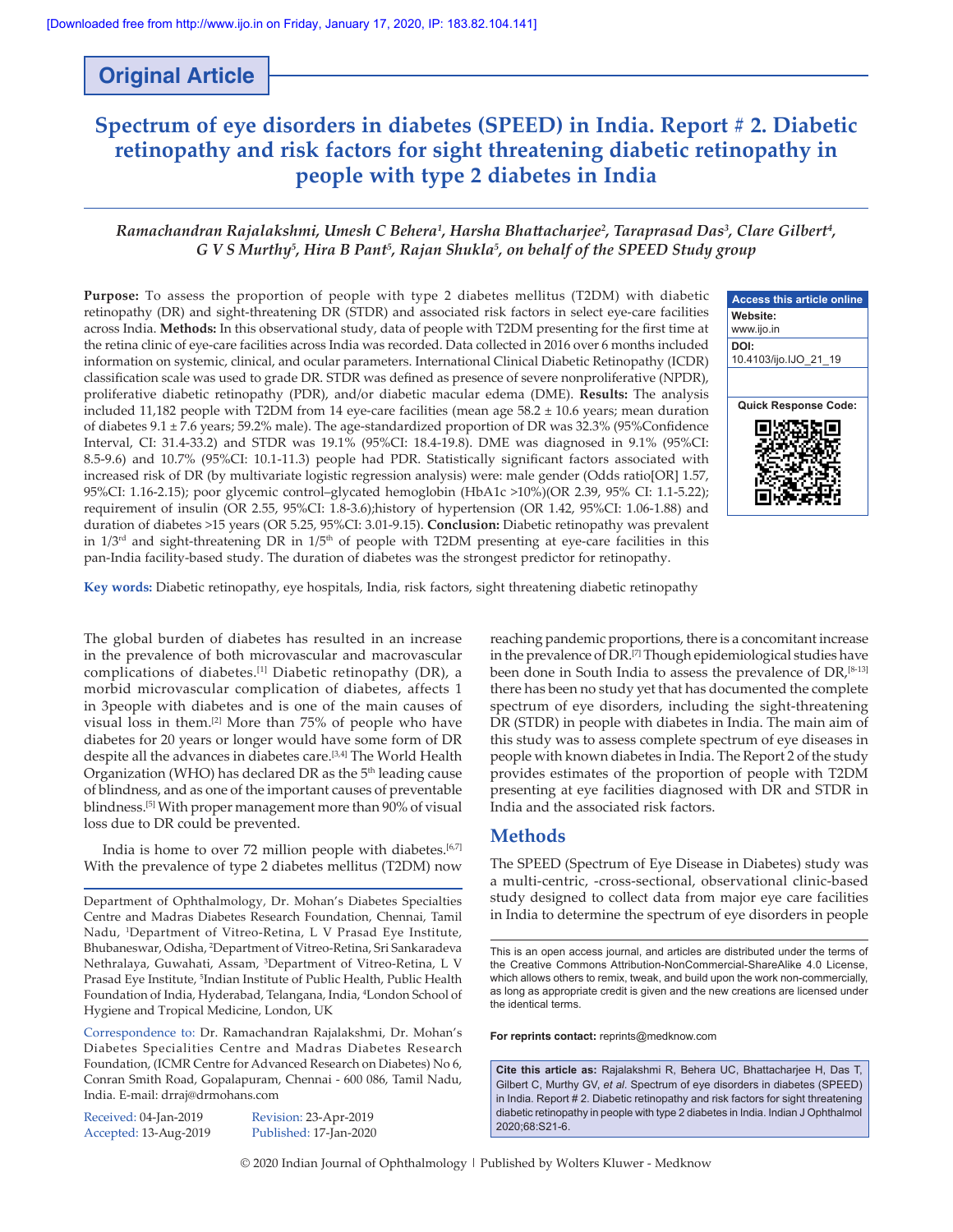Original Article

# Spectrum of eye disorders in diabetes (SPEED) in India. Report # 2. Diabetic retinopathy and risk factors for sight threatening diabetic retinopathy in people with type 2 diabetes in India

*Ramachandran Rajalakshmi, Umesh C Behera[1], Harsha Bhattacharjee[2], Taraprasad Das[3], Clare Gilbert[4], G V S Murthy[5], Hira B Pant[5], Rajan Shukla[5], on behalf of the SPEED Study group*

**Purpose:** To assess the proportion of people with type 2 diabetes mellitus (T2DM) with diabetic retinopathy (DR) and sight-threatening DR (STDR) and associated risk factors in select eye-care facilities across India. **Methods:** In this observational study, data of people with T2DM presenting for the first time at the retina clinic of eye-care facilities across India was recorded. Data collected in 2016 over 6 months included information on systemic, clinical, and ocular parameters. International Clinical Diabetic Retinopathy (ICDR) classification scale was used to grade DR. STDR was defined as presence of severe nonproliferative (NPDR), proliferative diabetic retinopathy (PDR), and/or diabetic macular edema (DME). **Results:** The analysis included 11,182 people with T2DM from 14 eye-care facilities (mean age 58.2 ± 10.6 years; mean duration of diabetes 9.1 ± 7.6 years; 59.2% male). The age-standardized proportion of DR was 32.3% (95%Confidence Interval, CI: 31.4-33.2) and STDR was 19.1% (95%CI: 18.4-19.8). DME was diagnosed in 9.1% (95%CI: 8.5-9.6) and 10.7% (95%CI: 10.1-11.3) people had PDR. Statistically significant factors associated with increased risk of DR (by multivariate logistic regression analysis) were: male gender (Odds ratio[OR] 1.57, 95%CI: 1.16-2.15); poor glycemic control–glycated hemoglobin (HbA1c >10%)(OR 2.39, 95% CI: 1.1-5.22); requirement of insulin (OR 2.55, 95%CI: 1.8-3.6);history of hypertension (OR 1.42, 95%CI: 1.06-1.88) and duration of diabetes >15 years (OR 5.25, 95%CI: 3.01-9.15). **Conclusion:** Diabetic retinopathy was prevalent in 1/3rd and sight-threatening DR in 1/5th of people with T2DM presenting at eye-care facilities in this pan-India facility-based study. The duration of diabetes was the strongest predictor for retinopathy.

| Access this article online |
|---|
| **Website:** www.ijo.in |
| **DOI:** 10.4103/ijo.IJO_21_19 |
| **Quick Response Code:** |

**Key words:** Diabetic retinopathy, eye hospitals, India, risk factors, sight threatening diabetic retinopathy

The global burden of diabetes has resulted in an increase in the prevalence of both microvascular and macrovascular complications of diabetes.[1] Diabetic retinopathy (DR), a morbid microvascular complication of diabetes, affects 1 in 3people with diabetes and is one of the main causes of visual loss in them.[2] More than 75% of people who have diabetes for 20 years or longer would have some form of DR despite all the advances in diabetes care.[3,4] The World Health Organization (WHO) has declared DR as the 5th leading cause of blindness, and as one of the important causes of preventable blindness.[5] With proper management more than 90% of visual loss due to DR could be prevented.

India is home to over 72 million people with diabetes.[6,7] With the prevalence of type 2 diabetes mellitus (T2DM) now reaching pandemic proportions, there is a concomitant increase in the prevalence of DR.[7] Though epidemiological studies have been done in South India to assess the prevalence of DR,[8-13] there has been no study yet that has documented the complete spectrum of eye disorders, including the sight-threatening DR (STDR) in people with diabetes in India. The main aim of this study was to assess complete spectrum of eye diseases in people with known diabetes in India. The Report 2 of the study provides estimates of the proportion of people with T2DM presenting at eye facilities diagnosed with DR and STDR in India and the associated risk factors.

## Methods

The SPEED (Spectrum of Eye Disease in Diabetes) study was a multi-centric, -cross-sectional, observational clinic-based study designed to collect data from major eye care facilities in India to determine the spectrum of eye disorders in people

Department of Ophthalmology, Dr. Mohan's Diabetes Specialties Centre and Madras Diabetes Research Foundation, Chennai, Tamil Nadu, [1]Department of Vitreo-Retina, L V Prasad Eye Institute, Bhubaneswar, Odisha, [2]Department of Vitreo-Retina, Sri Sankaradeva Nethralaya, Guwahati, Assam, [3]Department of Vitreo-Retina, L V Prasad Eye Institute, [5]Indian Institute of Public Health, Public Health Foundation of India, Hyderabad, Telangana, India, [4]London School of Hygiene and Tropical Medicine, London, UK

Correspondence to: Dr. Ramachandran Rajalakshmi, Dr. Mohan's Diabetes Specialities Centre and Madras Diabetes Research Foundation, (ICMR Centre for Advanced Research on Diabetes) No 6, Conran Smith Road, Gopalapuram, Chennai - 600 086, Tamil Nadu, India. E-mail: drraj@drmohans.com

Received: 04-Jan-2019 Revision: 23-Apr-2019
Accepted: 13-Aug-2019 Published: 17-Jan-2020

This is an open access journal, and articles are distributed under the terms of the Creative Commons Attribution-NonCommercial-ShareAlike 4.0 License, which allows others to remix, tweak, and build upon the work non-commercially, as long as appropriate credit is given and the new creations are licensed under the identical terms.

**For reprints contact:** reprints@medknow.com

**Cite this article as:** Rajalakshmi R, Behera UC, Bhattacharjee H, Das T, Gilbert C, Murthy GV, *et al*. Spectrum of eye disorders in diabetes (SPEED) in India. Report # 2. Diabetic retinopathy and risk factors for sight threatening diabetic retinopathy in people with type 2 diabetes in India. Indian J Ophthalmol 2020;68:S21-6.

© 2020 Indian Journal of Ophthalmology | Published by Wolters Kluwer - Medknow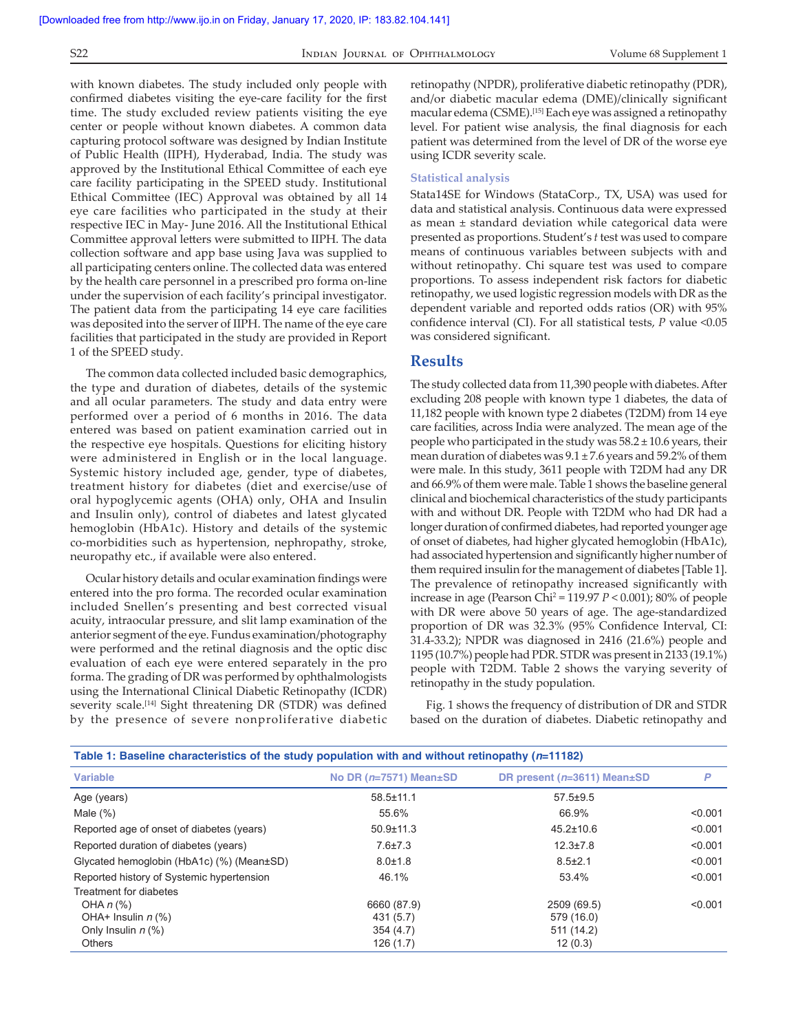with known diabetes. The study included only people with confirmed diabetes visiting the eye-care facility for the first time. The study excluded review patients visiting the eye center or people without known diabetes. A common data capturing protocol software was designed by Indian Institute of Public Health (IIPH), Hyderabad, India. The study was approved by the Institutional Ethical Committee of each eye care facility participating in the SPEED study. Institutional Ethical Committee (IEC) Approval was obtained by all 14 eye care facilities who participated in the study at their respective IEC in May- June 2016. All the Institutional Ethical Committee approval letters were submitted to IIPH. The data collection software and app base using Java was supplied to all participating centers online. The collected data was entered by the health care personnel in a prescribed pro forma on-line under the supervision of each facility's principal investigator. The patient data from the participating 14 eye care facilities was deposited into the server of IIPH. The name of the eye care facilities that participated in the study are provided in Report 1 of the SPEED study.

The common data collected included basic demographics, the type and duration of diabetes, details of the systemic and all ocular parameters. The study and data entry were performed over a period of 6 months in 2016. The data entered was based on patient examination carried out in the respective eye hospitals. Questions for eliciting history were administered in English or in the local language. Systemic history included age, gender, type of diabetes, treatment history for diabetes (diet and exercise/use of oral hypoglycemic agents (OHA) only, OHA and Insulin and Insulin only), control of diabetes and latest glycated hemoglobin (HbA1c). History and details of the systemic co-morbidities such as hypertension, nephropathy, stroke, neuropathy etc., if available were also entered.

Ocular history details and ocular examination findings were entered into the pro forma. The recorded ocular examination included Snellen's presenting and best corrected visual acuity, intraocular pressure, and slit lamp examination of the anterior segment of the eye. Fundus examination/photography were performed and the retinal diagnosis and the optic disc evaluation of each eye were entered separately in the pro forma. The grading of DR was performed by ophthalmologists using the International Clinical Diabetic Retinopathy (ICDR) severity scale.[14] Sight threatening DR (STDR) was defined by the presence of severe nonproliferative diabetic retinopathy (NPDR), proliferative diabetic retinopathy (PDR), and/or diabetic macular edema (DME)/clinically significant macular edema (CSME).[15] Each eye was assigned a retinopathy level. For patient wise analysis, the final diagnosis for each patient was determined from the level of DR of the worse eye using ICDR severity scale.

### Statistical analysis

Stata14SE for Windows (StataCorp., TX, USA) was used for data and statistical analysis. Continuous data were expressed as mean ± standard deviation while categorical data were presented as proportions. Student's *t* test was used to compare means of continuous variables between subjects with and without retinopathy. Chi square test was used to compare proportions. To assess independent risk factors for diabetic retinopathy, we used logistic regression models with DR as the dependent variable and reported odds ratios (OR) with 95% confidence interval (CI). For all statistical tests, *P* value <0.05 was considered significant.

## Results

The study collected data from 11,390 people with diabetes. After excluding 208 people with known type 1 diabetes, the data of 11,182 people with known type 2 diabetes (T2DM) from 14 eye care facilities, across India were analyzed. The mean age of the people who participated in the study was 58.2 ± 10.6 years, their mean duration of diabetes was 9.1 ± 7.6 years and 59.2% of them were male. In this study, 3611 people with T2DM had any DR and 66.9% of them were male. Table 1 shows the baseline general clinical and biochemical characteristics of the study participants with and without DR. People with T2DM who had DR had a longer duration of confirmed diabetes, had reported younger age of onset of diabetes, had higher glycated hemoglobin (HbA1c), had associated hypertension and significantly higher number of them required insulin for the management of diabetes [Table 1]. The prevalence of retinopathy increased significantly with increase in age (Pearson $Chi^2 = 119.97$ $P < 0.001$); 80% of people with DR were above 50 years of age. The age-standardized proportion of DR was 32.3% (95% Confidence Interval, CI: 31.4-33.2); NPDR was diagnosed in 2416 (21.6%) people and 1195 (10.7%) people had PDR. STDR was present in 2133 (19.1%) people with T2DM. Table 2 shows the varying severity of retinopathy in the study population.

Fig. 1 shows the frequency of distribution of DR and STDR based on the duration of diabetes. Diabetic retinopathy and

**Table 1: Baseline characteristics of the study population with and without retinopathy (*n*=11182)**

| Variable | No DR (*n*=7571) Mean±SD | DR present (*n*=3611) Mean±SD | *P* |
|---|---|---|---|
| Age (years) | 58.5±11.1 | 57.5±9.5 | |
| Male (%) | 55.6% | 66.9% | <0.001 |
| Reported age of onset of diabetes (years) | 50.9±11.3 | 45.2±10.6 | <0.001 |
| Reported duration of diabetes (years) | 7.6±7.3 | 12.3±7.8 | <0.001 |
| Glycated hemoglobin (HbA1c) (%) (Mean±SD) | 8.0±1.8 | 8.5±2.1 | <0.001 |
| Reported history of Systemic hypertension | 46.1% | 53.4% | <0.001 |
| Treatment for diabetes | | | |
| OHA *n* (%) | 6660 (87.9) | 2509 (69.5) | <0.001 |
| OHA+ Insulin *n* (%) | 431 (5.7) | 579 (16.0) | |
| Only Insulin *n* (%) | 354 (4.7) | 511 (14.2) | |
| Others | 126 (1.7) | 12 (0.3) | |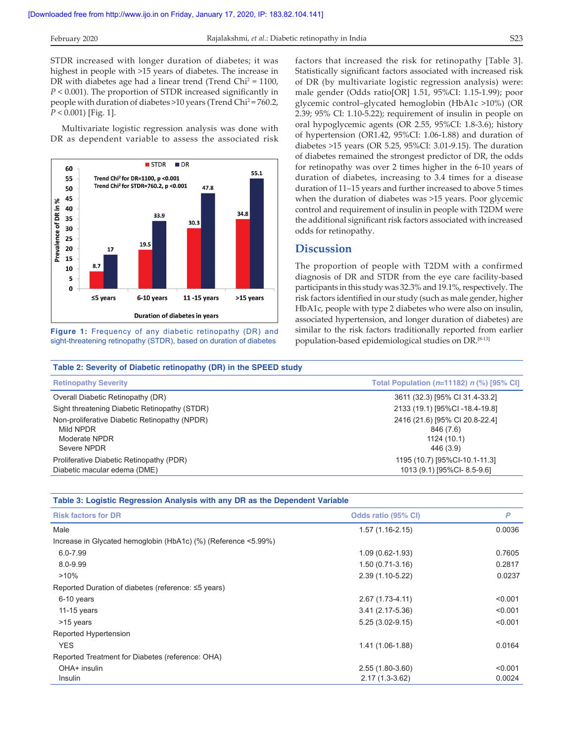STDR increased with longer duration of diabetes; it was highest in people with >15 years of diabetes. The increase in DR with diabetes age had a linear trend (Trend Chi$^2$ = 1100, $P$ < 0.001). The proportion of STDR increased significantly in people with duration of diabetes >10 years (Trend Chi$^2$ = 760.2, $P$ < 0.001) [Fig. 1].

Multivariate logistic regression analysis was done with DR as dependent variable to assess the associated risk factors that increased the risk for retinopathy [Table 3]. Statistically significant factors associated with increased risk of DR (by multivariate logistic regression analysis) were: male gender (Odds ratio[OR] 1.51, 95%CI: 1.15-1.99); poor glycemic control–glycated hemoglobin (HbA1c >10%) (OR 2.39; 95% CI: 1.10-5.22); requirement of insulin in people on oral hypoglycemic agents (OR 2.55, 95%CI: 1.8-3.6); history of hypertension (OR1.42, 95%CI: 1.06-1.88) and duration of diabetes >15 years (OR 5.25, 95%CI: 3.01-9.15). The duration of diabetes remained the strongest predictor of DR, the odds for retinopathy was over 2 times higher in the 6-10 years of duration of diabetes, increasing to 3.4 times for a disease duration of 11–15 years and further increased to above 5 times when the duration of diabetes was >15 years. Poor glycemic control and requirement of insulin in people with T2DM were the additional significant risk factors associated with increased odds for retinopathy.

| Duration of diabetes in years | STDR (%) | DR (%) |
|---|---|---|
| ≤5 years | 8.7 | 17 |
| 6-10 years | 19.5 | 33.9 |
| 11 -15 years | 30.3 | 47.8 |
| >15 years | 34.8 | 55.1 |

Trend Chi$^2$ for DR=1100, p <0.001; Trend Chi$^2$ for STDR=760.2, p <0.001

**Figure 1:** Frequency of any diabetic retinopathy (DR) and sight-threatening retinopathy (STDR), based on duration of diabetes

## Discussion

The proportion of people with T2DM with a confirmed diagnosis of DR and STDR from the eye care facility-based participants in this study was 32.3% and 19.1%, respectively. The risk factors identified in our study (such as male gender, higher HbA1c, people with type 2 diabetes who were also on insulin, associated hypertension, and longer duration of diabetes) are similar to the risk factors traditionally reported from earlier population-based epidemiological studies on DR.[8-13]

**Table 2: Severity of Diabetic retinopathy (DR) in the SPEED study**

| Retinopathy Severity | Total Population (*n*=11182) *n* (%) [95% CI] |
|---|---|
| Overall Diabetic Retinopathy (DR) | 3611 (32.3) [95% CI 31.4-33.2] |
| Sight threatening Diabetic Retinopathy (STDR) | 2133 (19.1) [95%CI -18.4-19.8] |
| Non-proliferative Diabetic Retinopathy (NPDR) | 2416 (21.6) [95% CI 20.8-22.4] |
| Mild NPDR | 846 (7.6) |
| Moderate NPDR | 1124 (10.1) |
| Severe NPDR | 446 (3.9) |
| Proliferative Diabetic Retinopathy (PDR) | 1195 (10.7) [95%CI-10.1-11.3] |
| Diabetic macular edema (DME) | 1013 (9.1) [95%CI- 8.5-9.6] |

**Table 3: Logistic Regression Analysis with any DR as the Dependent Variable**

| Risk factors for DR | Odds ratio (95% CI) | *P* |
|---|---|---|
| Male | 1.57 (1.16-2.15) | 0.0036 |
| Increase in Glycated hemoglobin (HbA1c) (%) (Reference <5.99%) | | |
| 6.0-7.99 | 1.09 (0.62-1.93) | 0.7605 |
| 8.0-9.99 | 1.50 (0.71-3.16) | 0.2817 |
| >10% | 2.39 (1.10-5.22) | 0.0237 |
| Reported Duration of diabetes (reference: ≤5 years) | | |
| 6-10 years | 2.67 (1.73-4.11) | <0.001 |
| 11-15 years | 3.41 (2.17-5.36) | <0.001 |
| >15 years | 5.25 (3.02-9.15) | <0.001 |
| Reported Hypertension | | |
| YES | 1.41 (1.06-1.88) | 0.0164 |
| Reported Treatment for Diabetes (reference: OHA) | | |
| OHA+ insulin | 2.55 (1.80-3.60) | <0.001 |
| Insulin | 2.17 (1.3-3.62) | 0.0024 |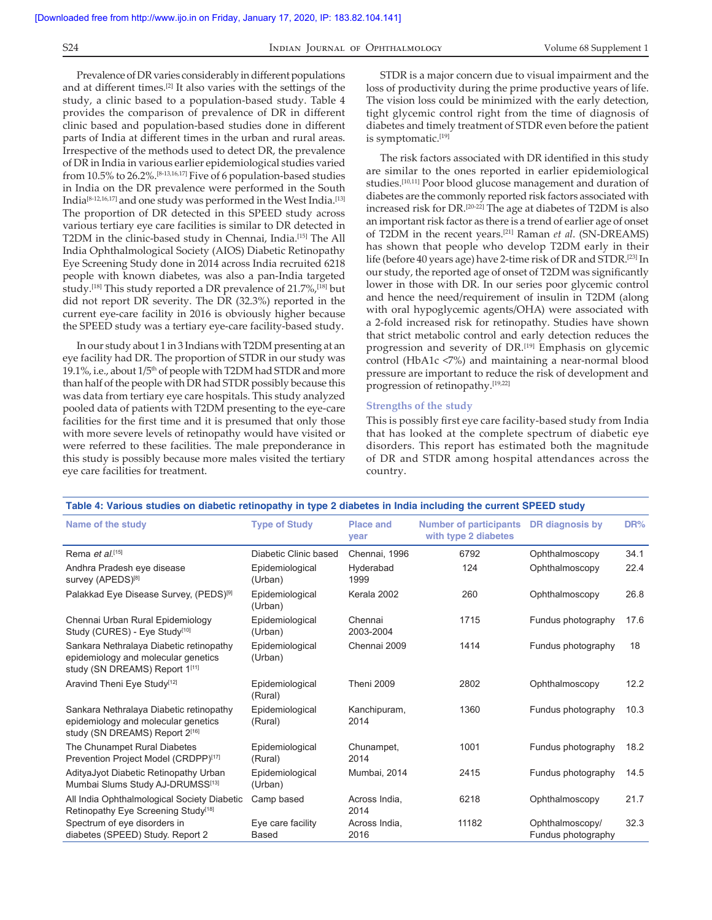Prevalence of DR varies considerably in different populations and at different times.[2] It also varies with the settings of the study, a clinic based to a population-based study. Table 4 provides the comparison of prevalence of DR in different clinic based and population-based studies done in different parts of India at different times in the urban and rural areas. Irrespective of the methods used to detect DR, the prevalence of DR in India in various earlier epidemiological studies varied from 10.5% to 26.2%.[8-13,16,17] Five of 6 population-based studies in India on the DR prevalence were performed in the South India[8-12,16,17] and one study was performed in the West India.[13] The proportion of DR detected in this SPEED study across various tertiary eye care facilities is similar to DR detected in T2DM in the clinic-based study in Chennai, India.[15] The All India Ophthalmological Society (AIOS) Diabetic Retinopathy Eye Screening Study done in 2014 across India recruited 6218 people with known diabetes, was also a pan-India targeted study.[18] This study reported a DR prevalence of 21.7%,[18] but did not report DR severity. The DR (32.3%) reported in the current eye-care facility in 2016 is obviously higher because the SPEED study was a tertiary eye-care facility-based study.

In our study about 1 in 3 Indians with T2DM presenting at an eye facility had DR. The proportion of STDR in our study was 19.1%, i.e., about 1/5th of people with T2DM had STDR and more than half of the people with DR had STDR possibly because this was data from tertiary eye care hospitals. This study analyzed pooled data of patients with T2DM presenting to the eye-care facilities for the first time and it is presumed that only those with more severe levels of retinopathy would have visited or were referred to these facilities. The male preponderance in this study is possibly because more males visited the tertiary eye care facilities for treatment.

STDR is a major concern due to visual impairment and the loss of productivity during the prime productive years of life. The vision loss could be minimized with the early detection, tight glycemic control right from the time of diagnosis of diabetes and timely treatment of STDR even before the patient is symptomatic.[19]

The risk factors associated with DR identified in this study are similar to the ones reported in earlier epidemiological studies.[10,11] Poor blood glucose management and duration of diabetes are the commonly reported risk factors associated with increased risk for DR.[20-22] The age at diabetes of T2DM is also an important risk factor as there is a trend of earlier age of onset of T2DM in the recent years.[21] Raman *et al*. (SN-DREAMS) has shown that people who develop T2DM early in their life (before 40 years age) have 2-time risk of DR and STDR.[23] In our study, the reported age of onset of T2DM was significantly lower in those with DR. In our series poor glycemic control and hence the need/requirement of insulin in T2DM (along with oral hypoglycemic agents/OHA) were associated with a 2-fold increased risk for retinopathy. Studies have shown that strict metabolic control and early detection reduces the progression and severity of DR.[19] Emphasis on glycemic control (HbA1c <7%) and maintaining a near-normal blood pressure are important to reduce the risk of development and progression of retinopathy.[19,22]

### Strengths of the study

This is possibly first eye care facility-based study from India that has looked at the complete spectrum of diabetic eye disorders. This report has estimated both the magnitude of DR and STDR among hospital attendances across the country.

**Table 4: Various studies on diabetic retinopathy in type 2 diabetes in India including the current SPEED study**

| Name of the study | Type of Study | Place and year | Number of participants with type 2 diabetes | DR diagnosis by | DR% |
|---|---|---|---|---|---|
| Rema *et al.*[15] | Diabetic Clinic based | Chennai, 1996 | 6792 | Ophthalmoscopy | 34.1 |
| Andhra Pradesh eye disease survey (APEDS)[8] | Epidemiological (Urban) | Hyderabad 1999 | 124 | Ophthalmoscopy | 22.4 |
| Palakkad Eye Disease Survey, (PEDS)[9] | Epidemiological (Urban) | Kerala 2002 | 260 | Ophthalmoscopy | 26.8 |
| Chennai Urban Rural Epidemiology Study (CURES) - Eye Study[10] | Epidemiological (Urban) | Chennai 2003-2004 | 1715 | Fundus photography | 17.6 |
| Sankara Nethralaya Diabetic retinopathy epidemiology and molecular genetics study (SN DREAMS) Report 1[11] | Epidemiological (Urban) | Chennai 2009 | 1414 | Fundus photography | 18 |
| Aravind Theni Eye Study[12] | Epidemiological (Rural) | Theni 2009 | 2802 | Ophthalmoscopy | 12.2 |
| Sankara Nethralaya Diabetic retinopathy epidemiology and molecular genetics study (SN DREAMS) Report 2[16] | Epidemiological (Rural) | Kanchipuram, 2014 | 1360 | Fundus photography | 10.3 |
| The Chunampet Rural Diabetes Prevention Project Model (CRDPP)[17] | Epidemiological (Rural) | Chunampet, 2014 | 1001 | Fundus photography | 18.2 |
| AdityaJyot Diabetic Retinopathy Urban Mumbai Slums Study AJ-DRUMSS[13] | Epidemiological (Urban) | Mumbai, 2014 | 2415 | Fundus photography | 14.5 |
| All India Ophthalmological Society Diabetic Retinopathy Eye Screening Study[18] | Camp based | Across India, 2014 | 6218 | Ophthalmoscopy | 21.7 |
| Spectrum of eye disorders in diabetes (SPEED) Study. Report 2 | Eye care facility Based | Across India, 2016 | 11182 | Ophthalmoscopy/ Fundus photography | 32.3 |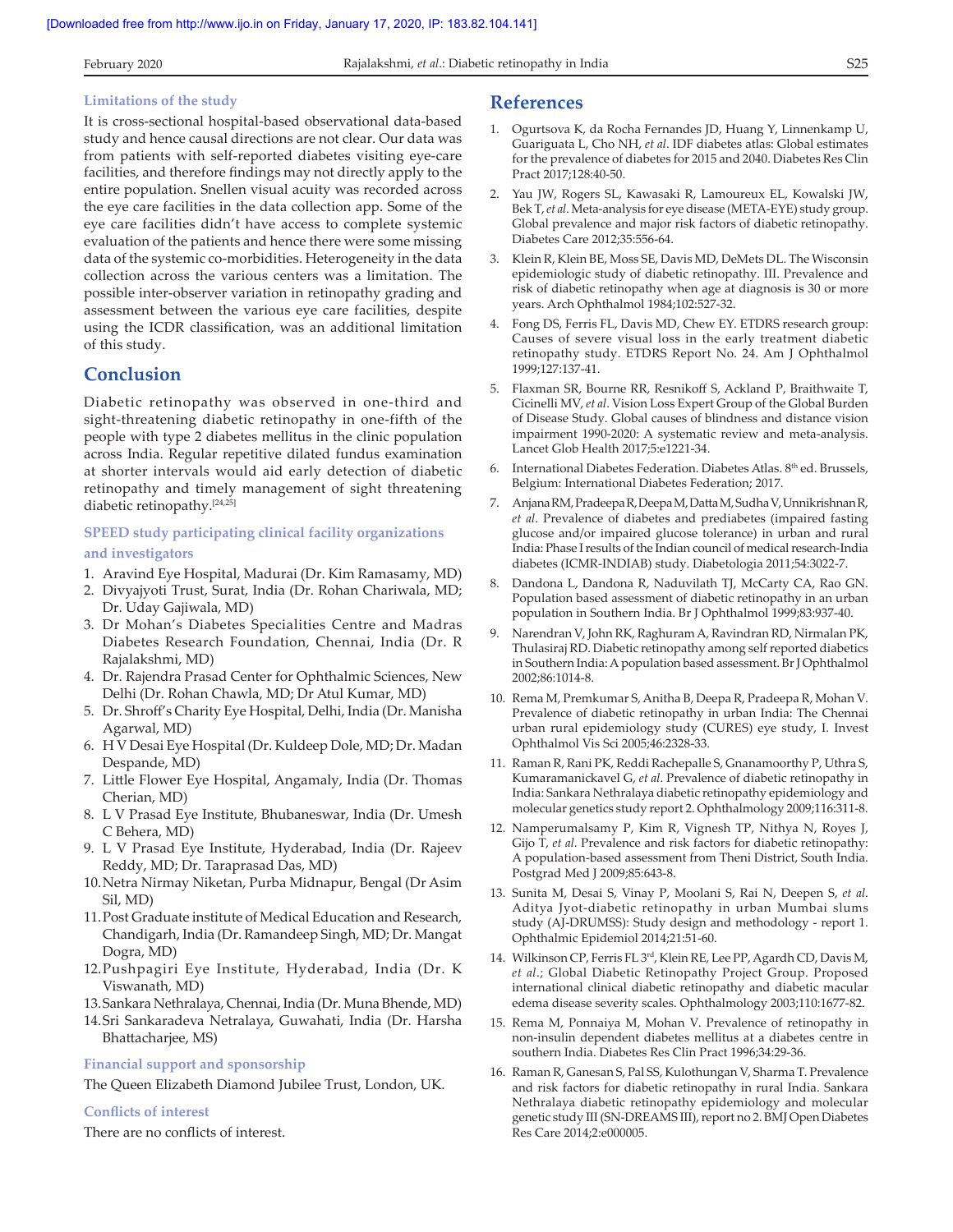### Limitations of the study

It is cross-sectional hospital-based observational data-based study and hence causal directions are not clear. Our data was from patients with self-reported diabetes visiting eye-care facilities, and therefore findings may not directly apply to the entire population. Snellen visual acuity was recorded across the eye care facilities in the data collection app. Some of the eye care facilities didn't have access to complete systemic evaluation of the patients and hence there were some missing data of the systemic co-morbidities. Heterogeneity in the data collection across the various centers was a limitation. The possible inter-observer variation in retinopathy grading and assessment between the various eye care facilities, despite using the ICDR classification, was an additional limitation of this study.

## Conclusion

Diabetic retinopathy was observed in one-third and sight-threatening diabetic retinopathy in one-fifth of the people with type 2 diabetes mellitus in the clinic population across India. Regular repetitive dilated fundus examination at shorter intervals would aid early detection of diabetic retinopathy and timely management of sight threatening diabetic retinopathy.[24,25]

### SPEED study participating clinical facility organizations and investigators

1. Aravind Eye Hospital, Madurai (Dr. Kim Ramasamy, MD)
2. Divyajyoti Trust, Surat, India (Dr. Rohan Chariwala, MD; Dr. Uday Gajiwala, MD)
3. Dr Mohan's Diabetes Specialities Centre and Madras Diabetes Research Foundation, Chennai, India (Dr. R Rajalakshmi, MD)
4. Dr. Rajendra Prasad Center for Ophthalmic Sciences, New Delhi (Dr. Rohan Chawla, MD; Dr Atul Kumar, MD)
5. Dr. Shroff's Charity Eye Hospital, Delhi, India (Dr. Manisha Agarwal, MD)
6. H V Desai Eye Hospital (Dr. Kuldeep Dole, MD; Dr. Madan Despande, MD)
7. Little Flower Eye Hospital, Angamaly, India (Dr. Thomas Cherian, MD)
8. L V Prasad Eye Institute, Bhubaneswar, India (Dr. Umesh C Behera, MD)
9. L V Prasad Eye Institute, Hyderabad, India (Dr. Rajeev Reddy, MD; Dr. Taraprasad Das, MD)
10. Netra Nirmay Niketan, Purba Midnapur, Bengal (Dr Asim Sil, MD)
11. Post Graduate institute of Medical Education and Research, Chandigarh, India (Dr. Ramandeep Singh, MD; Dr. Mangat Dogra, MD)
12. Pushpagiri Eye Institute, Hyderabad, India (Dr. K Viswanath, MD)
13. Sankara Nethralaya, Chennai, India (Dr. Muna Bhende, MD)
14. Sri Sankaradeva Netralaya, Guwahati, India (Dr. Harsha Bhattacharjee, MS)

### Financial support and sponsorship

The Queen Elizabeth Diamond Jubilee Trust, London, UK.

### Conflicts of interest

There are no conflicts of interest.

## References

1. Ogurtsova K, da Rocha Fernandes JD, Huang Y, Linnenkamp U, Guariguata L, Cho NH, *et al*. IDF diabetes atlas: Global estimates for the prevalence of diabetes for 2015 and 2040. Diabetes Res Clin Pract 2017;128:40-50.
2. Yau JW, Rogers SL, Kawasaki R, Lamoureux EL, Kowalski JW, Bek T, *et al*. Meta-analysis for eye disease (META-EYE) study group. Global prevalence and major risk factors of diabetic retinopathy. Diabetes Care 2012;35:556-64.
3. Klein R, Klein BE, Moss SE, Davis MD, DeMets DL. The Wisconsin epidemiologic study of diabetic retinopathy. III. Prevalence and risk of diabetic retinopathy when age at diagnosis is 30 or more years. Arch Ophthalmol 1984;102:527-32.
4. Fong DS, Ferris FL, Davis MD, Chew EY. ETDRS research group: Causes of severe visual loss in the early treatment diabetic retinopathy study. ETDRS Report No. 24. Am J Ophthalmol 1999;127:137-41.
5. Flaxman SR, Bourne RR, Resnikoff S, Ackland P, Braithwaite T, Cicinelli MV, *et al*. Vision Loss Expert Group of the Global Burden of Disease Study. Global causes of blindness and distance vision impairment 1990-2020: A systematic review and meta-analysis. Lancet Glob Health 2017;5:e1221-34.
6. International Diabetes Federation. Diabetes Atlas. 8th ed. Brussels, Belgium: International Diabetes Federation; 2017.
7. Anjana RM, Pradeepa R, Deepa M, Datta M, Sudha V, Unnikrishnan R, *et al*. Prevalence of diabetes and prediabetes (impaired fasting glucose and/or impaired glucose tolerance) in urban and rural India: Phase I results of the Indian council of medical research-India diabetes (ICMR-INDIAB) study. Diabetologia 2011;54:3022-7.
8. Dandona L, Dandona R, Naduvilath TJ, McCarty CA, Rao GN. Population based assessment of diabetic retinopathy in an urban population in Southern India. Br J Ophthalmol 1999;83:937-40.
9. Narendran V, John RK, Raghuram A, Ravindran RD, Nirmalan PK, Thulasiraj RD. Diabetic retinopathy among self reported diabetics in Southern India: A population based assessment. Br J Ophthalmol 2002;86:1014-8.
10. Rema M, Premkumar S, Anitha B, Deepa R, Pradeepa R, Mohan V. Prevalence of diabetic retinopathy in urban India: The Chennai urban rural epidemiology study (CURES) eye study, I. Invest Ophthalmol Vis Sci 2005;46:2328-33.
11. Raman R, Rani PK, Reddi Rachepalle S, Gnanamoorthy P, Uthra S, Kumaramanickavel G, *et al*. Prevalence of diabetic retinopathy in India: Sankara Nethralaya diabetic retinopathy epidemiology and molecular genetics study report 2. Ophthalmology 2009;116:311-8.
12. Namperumalsamy P, Kim R, Vignesh TP, Nithya N, Royes J, Gijo T, *et al*. Prevalence and risk factors for diabetic retinopathy: A population-based assessment from Theni District, South India. Postgrad Med J 2009;85:643-8.
13. Sunita M, Desai S, Vinay P, Moolani S, Rai N, Deepen S, *et al*. Aditya Jyot-diabetic retinopathy in urban Mumbai slums study (AJ-DRUMSS): Study design and methodology - report 1. Ophthalmic Epidemiol 2014;21:51-60.
14. Wilkinson CP, Ferris FL 3rd, Klein RE, Lee PP, Agardh CD, Davis M, *et al*.; Global Diabetic Retinopathy Project Group. Proposed international clinical diabetic retinopathy and diabetic macular edema disease severity scales. Ophthalmology 2003;110:1677-82.
15. Rema M, Ponnaiya M, Mohan V. Prevalence of retinopathy in non-insulin dependent diabetes mellitus at a diabetes centre in southern India. Diabetes Res Clin Pract 1996;34:29-36.
16. Raman R, Ganesan S, Pal SS, Kulothungan V, Sharma T. Prevalence and risk factors for diabetic retinopathy in rural India. Sankara Nethralaya diabetic retinopathy epidemiology and molecular genetic study III (SN-DREAMS III), report no 2. BMJ Open Diabetes Res Care 2014;2:e000005.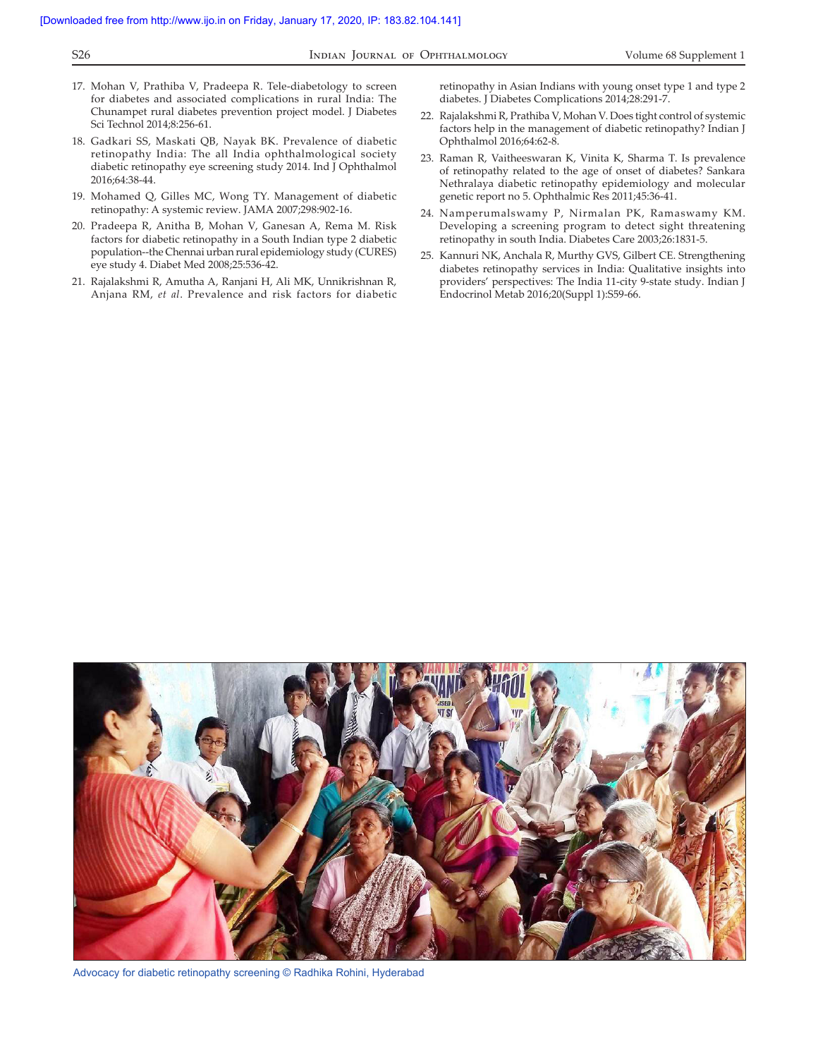17. Mohan V, Prathiba V, Pradeepa R. Tele-diabetology to screen for diabetes and associated complications in rural India: The Chunampet rural diabetes prevention project model. J Diabetes Sci Technol 2014;8:256-61.
18. Gadkari SS, Maskati QB, Nayak BK. Prevalence of diabetic retinopathy India: The all India ophthalmological society diabetic retinopathy eye screening study 2014. Ind J Ophthalmol 2016;64:38-44.
19. Mohamed Q, Gilles MC, Wong TY. Management of diabetic retinopathy: A systemic review. JAMA 2007;298:902-16.
20. Pradeepa R, Anitha B, Mohan V, Ganesan A, Rema M. Risk factors for diabetic retinopathy in a South Indian type 2 diabetic population--the Chennai urban rural epidemiology study (CURES) eye study 4. Diabet Med 2008;25:536-42.
21. Rajalakshmi R, Amutha A, Ranjani H, Ali MK, Unnikrishnan R, Anjana RM, *et al*. Prevalence and risk factors for diabetic retinopathy in Asian Indians with young onset type 1 and type 2 diabetes. J Diabetes Complications 2014;28:291-7.
22. Rajalakshmi R, Prathiba V, Mohan V. Does tight control of systemic factors help in the management of diabetic retinopathy? Indian J Ophthalmol 2016;64:62-8.
23. Raman R, Vaitheeswaran K, Vinita K, Sharma T. Is prevalence of retinopathy related to the age of onset of diabetes? Sankara Nethralaya diabetic retinopathy epidemiology and molecular genetic report no 5. Ophthalmic Res 2011;45:36-41.
24. Namperumalswamy P, Nirmalan PK, Ramaswamy KM. Developing a screening program to detect sight threatening retinopathy in south India. Diabetes Care 2003;26:1831-5.
25. Kannuri NK, Anchala R, Murthy GVS, Gilbert CE. Strengthening diabetes retinopathy services in India: Qualitative insights into providers' perspectives: The India 11-city 9-state study. Indian J Endocrinol Metab 2016;20(Suppl 1):S59-66.

Advocacy for diabetic retinopathy screening © Radhika Rohini, Hyderabad